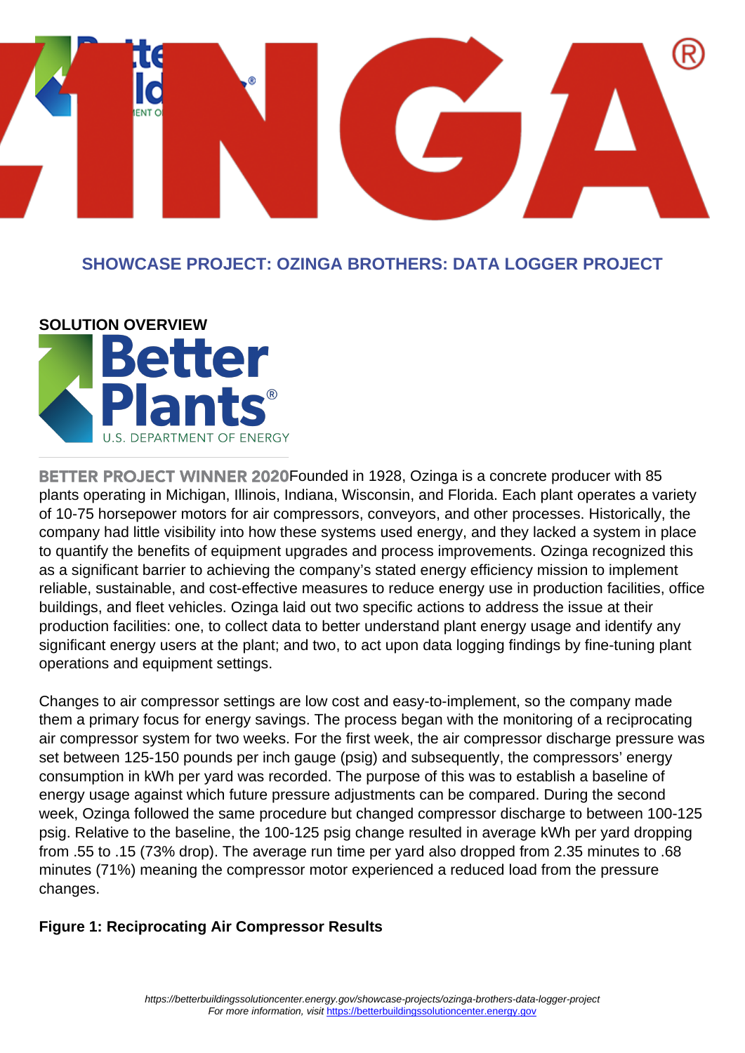## SHOWCASE PROJECT: OZINGA BROTHERS: DATA LOGGER PROJECT

### SOLUTION OVERVIEW

BETTER PROJECT WINNER 2020 Founded in 1928, Ozinga is a concrete producer with 85 plants operating in Michigan, Illinois, Indiana, Wisconsin, and Florida. Each plant operates a variety of 10-75 horsepower motors for air compressors, conveyors, and other processes. Historically, the company had little visibility into how these systems used energy, and they lacked a system in place to quantify the benefits of equipment upgrades and process improvements. Ozinga recognized this as a significant barrier to achieving the company's stated energy efficiency mission to implement reliable, sustainable, and cost-effective measures to reduce energy use in production facilities, office buildings, and fleet vehicles. Ozinga laid out two specific actions to address the issue at their production facilities: one, to collect data to better understand plant energy usage and identify any significant energy users at the plant; and two, to act upon data logging findings by fine-tuning plant operations and equipment settings.

Changes to air compressor settings are low cost and easy-to-implement, so the company made them a primary focus for energy savings. The process began with the monitoring of a reciprocating air compressor system for two weeks. For the first week, the air compressor discharge pressure was set between 125-150 pounds per inch gauge (psig) and subsequently, the compressors' energy consumption in kWh per yard was recorded. The purpose of this was to establish a baseline of energy usage against which future pressure adjustments can be compared. During the second week, Ozinga followed the same procedure but changed compressor discharge to between 100-125 psig. Relative to the baseline, the 100-125 psig change resulted in average kWh per yard dropping from .55 to .15 (73% drop). The average run time per yard also dropped from 2.35 minutes to .68 minutes (71%) meaning the compressor motor experienced a reduced load from the pressure changes.

**Figure 1: Reciprocating Air Compressor Results**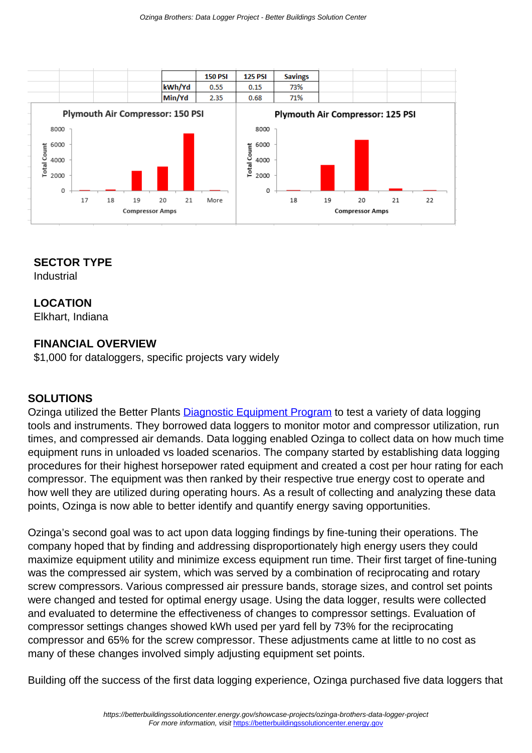|  | 150 PSI | 125 PSI | Savings |
|---|---|---|---|
| kWh/Yd | 0.55 | 0.15 | 73% |
| Min/Yd | 2.35 | 0.68 | 71% |

## SECTOR TYPE

Industrial

## LOCATION

Elkhart, Indiana

## FINANCIAL OVERVIEW

$1,000 for dataloggers, specific projects vary widely

## SOLUTIONS

Ozinga utilized the Better Plants [Diagnostic Equipment Program](#) to test a variety of data logging tools and instruments. They borrowed data loggers to monitor motor and compressor utilization, run times, and compressed air demands. Data logging enabled Ozinga to collect data on how much time equipment runs in unloaded vs loaded scenarios. The company started by establishing data logging procedures for their highest horsepower rated equipment and created a cost per hour rating for each compressor. The equipment was then ranked by their respective true energy cost to operate and how well they are utilized during operating hours. As a result of collecting and analyzing these data points, Ozinga is now able to better identify and quantify energy saving opportunities.

Ozinga's second goal was to act upon data logging findings by fine-tuning their operations. The company hoped that by finding and addressing disproportionately high energy users they could maximize equipment utility and minimize excess equipment run time. Their first target of fine-tuning was the compressed air system, which was served by a combination of reciprocating and rotary screw compressors. Various compressed air pressure bands, storage sizes, and control set points were changed and tested for optimal energy usage. Using the data logger, results were collected and evaluated to determine the effectiveness of changes to compressor settings. Evaluation of compressor settings changes showed kWh used per yard fell by 73% for the reciprocating compressor and 65% for the screw compressor. These adjustments came at little to no cost as many of these changes involved simply adjusting equipment set points.

Building off the success of the first data logging experience, Ozinga purchased five data loggers that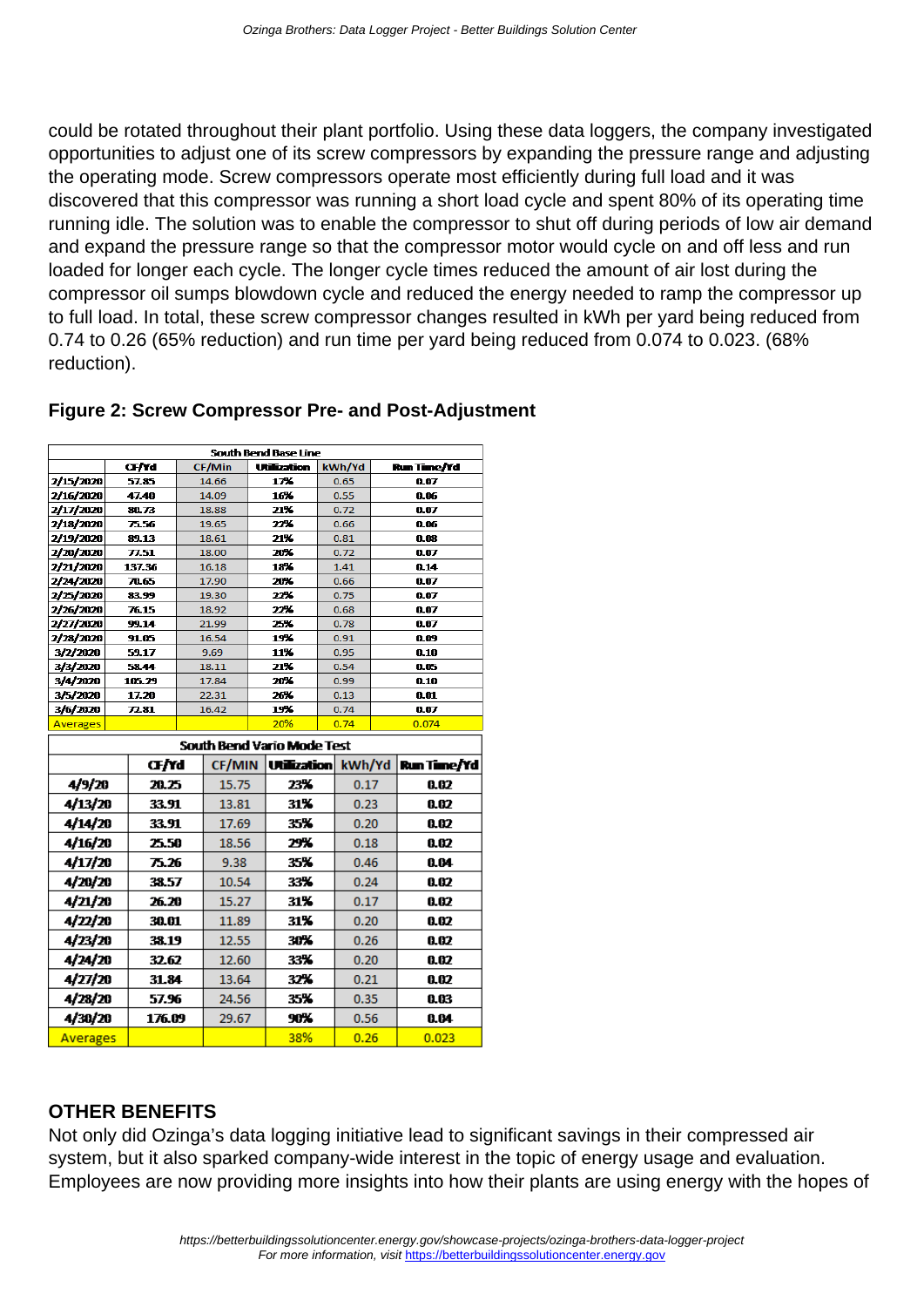could be rotated throughout their plant portfolio. Using these data loggers, the company investigated opportunities to adjust one of its screw compressors by expanding the pressure range and adjusting the operating mode. Screw compressors operate most efficiently during full load and it was discovered that this compressor was running a short load cycle and spent 80% of its operating time running idle. The solution was to enable the compressor to shut off during periods of low air demand and expand the pressure range so that the compressor motor would cycle on and off less and run loaded for longer each cycle. The longer cycle times reduced the amount of air lost during the compressor oil sumps blowdown cycle and reduced the energy needed to ramp the compressor up to full load. In total, these screw compressor changes resulted in kWh per yard being reduced from 0.74 to 0.26 (65% reduction) and run time per yard being reduced from 0.074 to 0.023. (68% reduction).

**Figure 2: Screw Compressor Pre- and Post-Adjustment**

| South Bend Base Line | | | | | |
|---|---|---|---|---|---|
| | CF/Yd | CF/Min | Utilization | kWh/Yd | Run Time/Yd |
| 2/15/2020 | 57.85 | 14.66 | 17% | 0.65 | 0.07 |
| 2/16/2020 | 47.40 | 14.09 | 16% | 0.55 | 0.06 |
| 2/17/2020 | 80.73 | 18.88 | 21% | 0.72 | 0.07 |
| 2/18/2020 | 75.56 | 19.65 | 22% | 0.66 | 0.06 |
| 2/19/2020 | 89.13 | 18.61 | 21% | 0.81 | 0.08 |
| 2/20/2020 | 77.51 | 18.00 | 20% | 0.72 | 0.07 |
| 2/21/2020 | 137.36 | 16.18 | 18% | 1.41 | 0.14 |
| 2/24/2020 | 70.65 | 17.90 | 20% | 0.66 | 0.07 |
| 2/25/2020 | 83.99 | 19.30 | 22% | 0.75 | 0.07 |
| 2/26/2020 | 76.15 | 18.92 | 22% | 0.68 | 0.07 |
| 2/27/2020 | 99.14 | 21.99 | 25% | 0.78 | 0.07 |
| 2/28/2020 | 91.05 | 16.54 | 19% | 0.91 | 0.09 |
| 3/2/2020 | 59.17 | 9.69 | 11% | 0.95 | 0.10 |
| 3/3/2020 | 58.44 | 18.11 | 21% | 0.54 | 0.05 |
| 3/4/2020 | 105.29 | 17.84 | 20% | 0.99 | 0.10 |
| 3/5/2020 | 17.20 | 22.31 | 26% | 0.13 | 0.01 |
| 3/6/2020 | 72.81 | 16.42 | 19% | 0.74 | 0.07 |
| Averages | | | 20% | 0.74 | 0.074 |

| South Bend Vario Mode Test | | | | | |
|---|---|---|---|---|---|
| | CF/Yd | CF/MIN | Utilization | kWh/Yd | Run Time/Yd |
| 4/9/20 | 20.25 | 15.75 | 23% | 0.17 | 0.02 |
| 4/13/20 | 33.91 | 13.81 | 31% | 0.23 | 0.02 |
| 4/14/20 | 33.91 | 17.69 | 35% | 0.20 | 0.02 |
| 4/16/20 | 25.50 | 18.56 | 29% | 0.18 | 0.02 |
| 4/17/20 | 75.26 | 9.38 | 35% | 0.46 | 0.04 |
| 4/20/20 | 38.57 | 10.54 | 33% | 0.24 | 0.02 |
| 4/21/20 | 26.20 | 15.27 | 31% | 0.17 | 0.02 |
| 4/22/20 | 30.01 | 11.89 | 31% | 0.20 | 0.02 |
| 4/23/20 | 38.19 | 12.55 | 30% | 0.26 | 0.02 |
| 4/24/20 | 32.62 | 12.60 | 33% | 0.20 | 0.02 |
| 4/27/20 | 31.84 | 13.64 | 32% | 0.21 | 0.02 |
| 4/28/20 | 57.96 | 24.56 | 35% | 0.35 | 0.03 |
| 4/30/20 | 176.09 | 29.67 | 90% | 0.56 | 0.04 |
| Averages | | | 38% | 0.26 | 0.023 |

## OTHER BENEFITS

Not only did Ozinga's data logging initiative lead to significant savings in their compressed air system, but it also sparked company-wide interest in the topic of energy usage and evaluation. Employees are now providing more insights into how their plants are using energy with the hopes of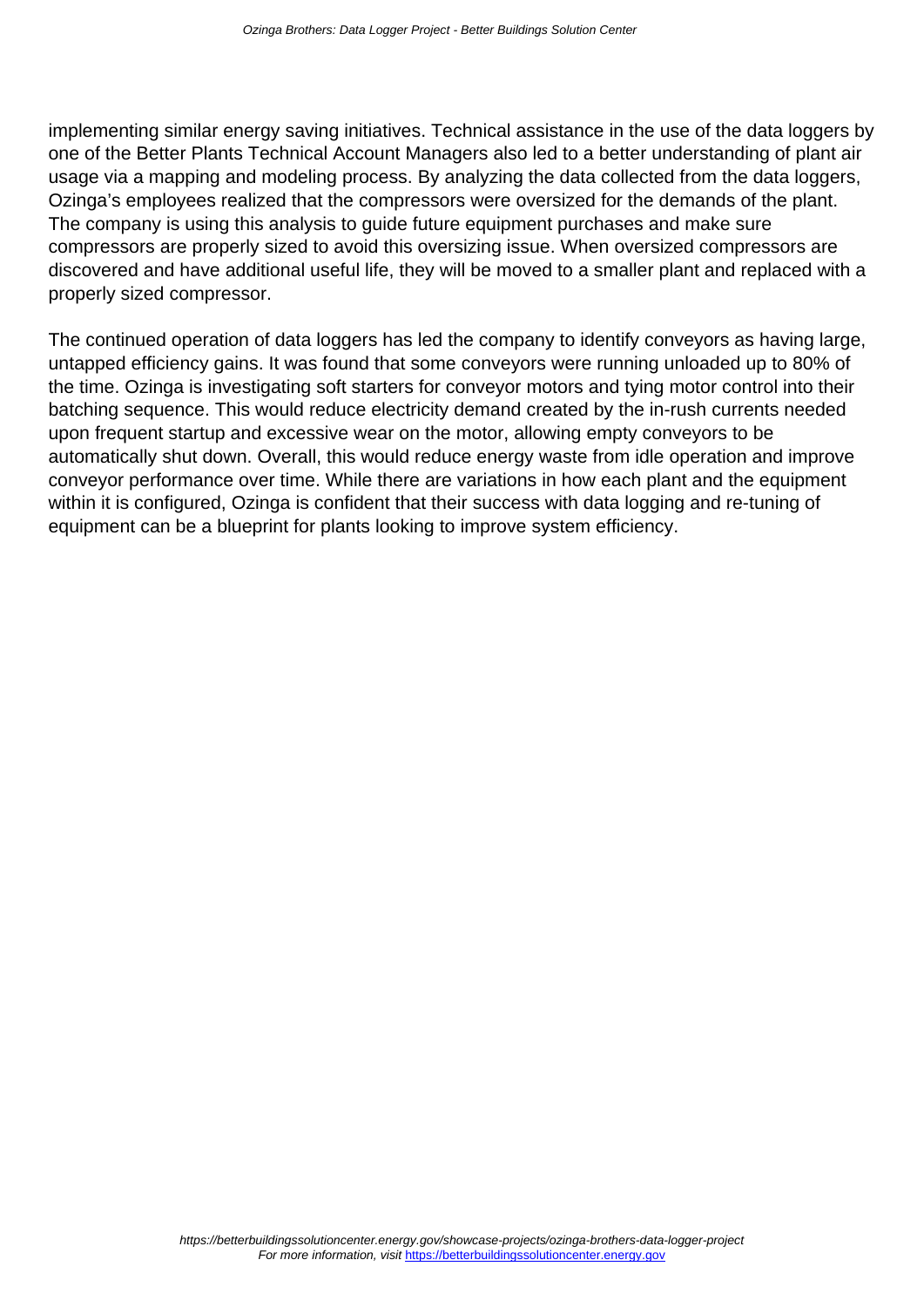implementing similar energy saving initiatives. Technical assistance in the use of the data loggers by one of the Better Plants Technical Account Managers also led to a better understanding of plant air usage via a mapping and modeling process. By analyzing the data collected from the data loggers, Ozinga's employees realized that the compressors were oversized for the demands of the plant. The company is using this analysis to guide future equipment purchases and make sure compressors are properly sized to avoid this oversizing issue. When oversized compressors are discovered and have additional useful life, they will be moved to a smaller plant and replaced with a properly sized compressor.

The continued operation of data loggers has led the company to identify conveyors as having large, untapped efficiency gains. It was found that some conveyors were running unloaded up to 80% of the time. Ozinga is investigating soft starters for conveyor motors and tying motor control into their batching sequence. This would reduce electricity demand created by the in-rush currents needed upon frequent startup and excessive wear on the motor, allowing empty conveyors to be automatically shut down. Overall, this would reduce energy waste from idle operation and improve conveyor performance over time. While there are variations in how each plant and the equipment within it is configured, Ozinga is confident that their success with data logging and re-tuning of equipment can be a blueprint for plants looking to improve system efficiency.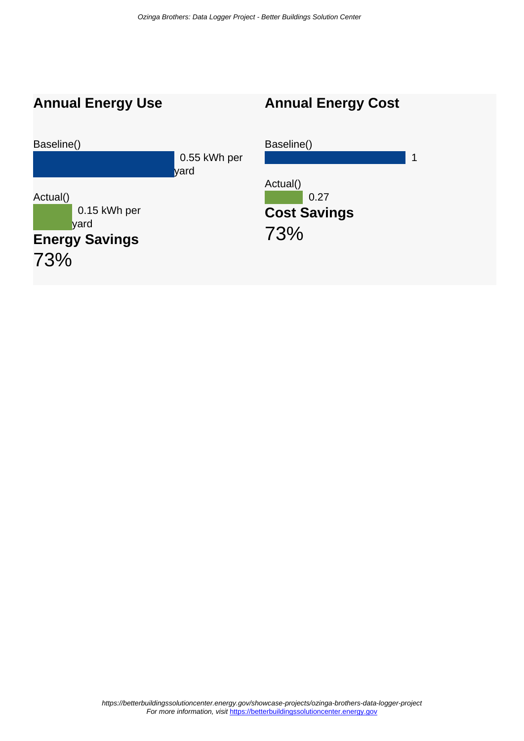## Annual Energy Use

Baseline()

0.55 kWh per yard

Actual()

0.15 kWh per yard

**Energy Savings**

73%

## Annual Energy Cost

Baseline()

1

Actual()

0.27

**Cost Savings**

73%